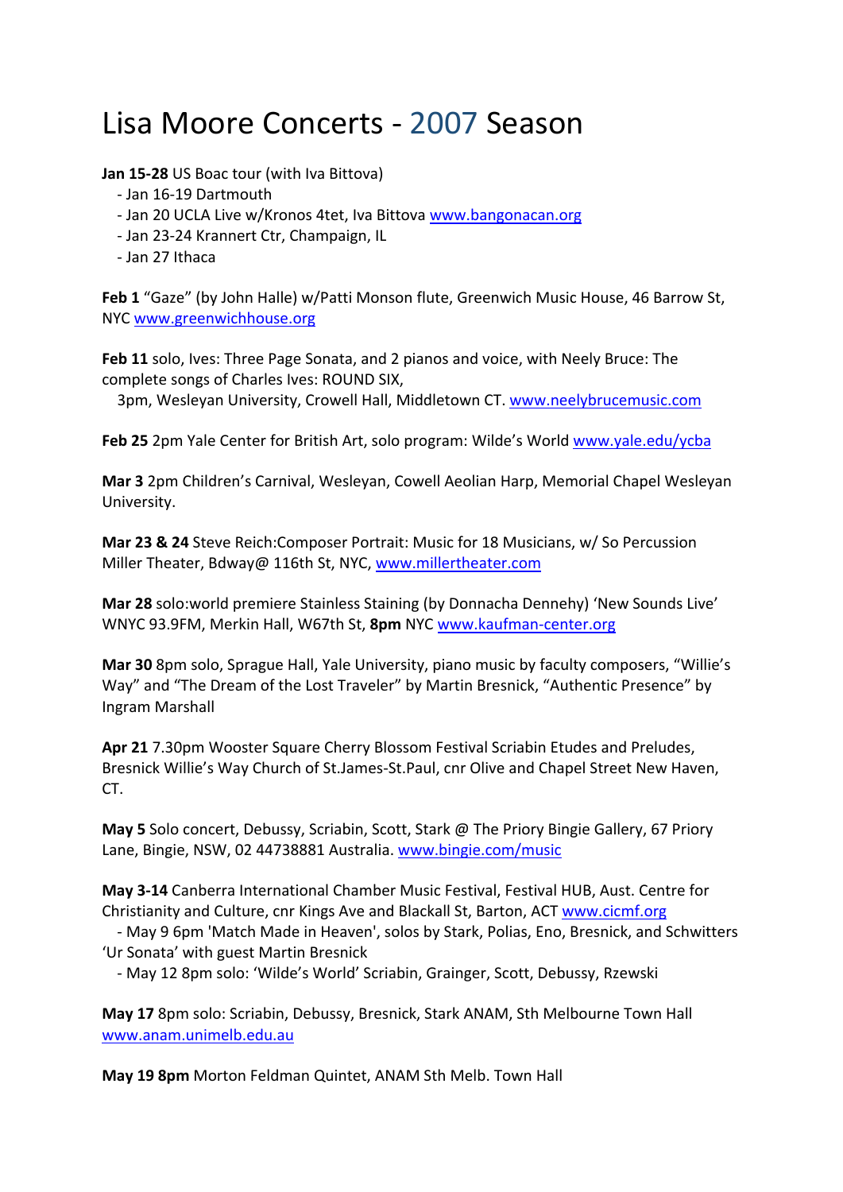# Lisa Moore Concerts - 2007 Season

**Jan 15-28** US Boac tour (with Iva Bittova)
- Jan 16-19 Dartmouth
- Jan 20 UCLA Live w/Kronos 4tet, Iva Bittova www.bangonacan.org
- Jan 23-24 Krannert Ctr, Champaign, IL
- Jan 27 Ithaca

**Feb 1** "Gaze" (by John Halle) w/Patti Monson flute, Greenwich Music House, 46 Barrow St, NYC www.greenwichhouse.org

**Feb 11** solo, Ives: Three Page Sonata, and 2 pianos and voice, with Neely Bruce: The complete songs of Charles Ives: ROUND SIX,
3pm, Wesleyan University, Crowell Hall, Middletown CT. www.neelybrucemusic.com

**Feb 25** 2pm Yale Center for British Art, solo program: Wilde's World www.yale.edu/ycba

**Mar 3** 2pm Children's Carnival, Wesleyan, Cowell Aeolian Harp, Memorial Chapel Wesleyan University.

**Mar 23 & 24** Steve Reich:Composer Portrait: Music for 18 Musicians, w/ So Percussion Miller Theater, Bdway@ 116th St, NYC, www.millertheater.com

**Mar 28** solo:world premiere Stainless Staining (by Donnacha Dennehy) 'New Sounds Live' WNYC 93.9FM, Merkin Hall, W67th St, **8pm** NYC www.kaufman-center.org

**Mar 30** 8pm solo, Sprague Hall, Yale University, piano music by faculty composers, "Willie's Way" and "The Dream of the Lost Traveler" by Martin Bresnick, "Authentic Presence" by Ingram Marshall

**Apr 21** 7.30pm Wooster Square Cherry Blossom Festival Scriabin Etudes and Preludes, Bresnick Willie's Way Church of St.James-St.Paul, cnr Olive and Chapel Street New Haven, CT.

**May 5** Solo concert, Debussy, Scriabin, Scott, Stark @ The Priory Bingie Gallery, 67 Priory Lane, Bingie, NSW, 02 44738881 Australia. www.bingie.com/music

**May 3-14** Canberra International Chamber Music Festival, Festival HUB, Aust. Centre for Christianity and Culture, cnr Kings Ave and Blackall St, Barton, ACT www.cicmf.org
- May 9 6pm 'Match Made in Heaven', solos by Stark, Polias, Eno, Bresnick, and Schwitters 'Ur Sonata' with guest Martin Bresnick
- May 12 8pm solo: 'Wilde's World' Scriabin, Grainger, Scott, Debussy, Rzewski

**May 17** 8pm solo: Scriabin, Debussy, Bresnick, Stark ANAM, Sth Melbourne Town Hall www.anam.unimelb.edu.au

**May 19 8pm** Morton Feldman Quintet, ANAM Sth Melb. Town Hall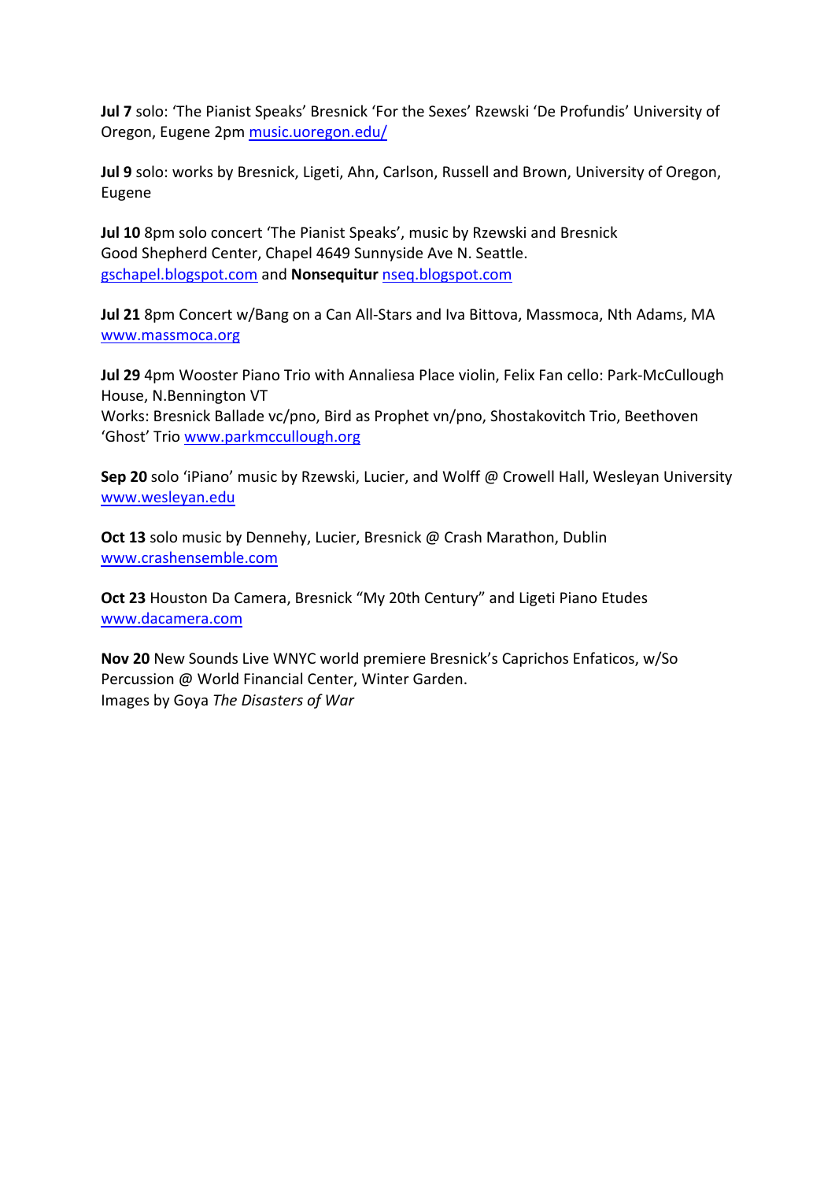**Jul 7** solo: 'The Pianist Speaks' Bresnick 'For the Sexes' Rzewski 'De Profundis' University of Oregon, Eugene 2pm music.uoregon.edu/

**Jul 9** solo: works by Bresnick, Ligeti, Ahn, Carlson, Russell and Brown, University of Oregon, Eugene

**Jul 10** 8pm solo concert 'The Pianist Speaks', music by Rzewski and Bresnick
Good Shepherd Center, Chapel 4649 Sunnyside Ave N. Seattle.
gschapel.blogspot.com and **Nonsequitur** nseq.blogspot.com

**Jul 21** 8pm Concert w/Bang on a Can All-Stars and Iva Bittova, Massmoca, Nth Adams, MA
www.massmoca.org

**Jul 29** 4pm Wooster Piano Trio with Annaliesa Place violin, Felix Fan cello: Park-McCullough House, N.Bennington VT
Works: Bresnick Ballade vc/pno, Bird as Prophet vn/pno, Shostakovitch Trio, Beethoven 'Ghost' Trio www.parkmccullough.org

**Sep 20** solo 'iPiano' music by Rzewski, Lucier, and Wolff @ Crowell Hall, Wesleyan University
www.wesleyan.edu

**Oct 13** solo music by Dennehy, Lucier, Bresnick @ Crash Marathon, Dublin
www.crashensemble.com

**Oct 23** Houston Da Camera, Bresnick "My 20th Century" and Ligeti Piano Etudes
www.dacamera.com

**Nov 20** New Sounds Live WNYC world premiere Bresnick's Caprichos Enfaticos, w/So Percussion @ World Financial Center, Winter Garden.
Images by Goya *The Disasters of War*